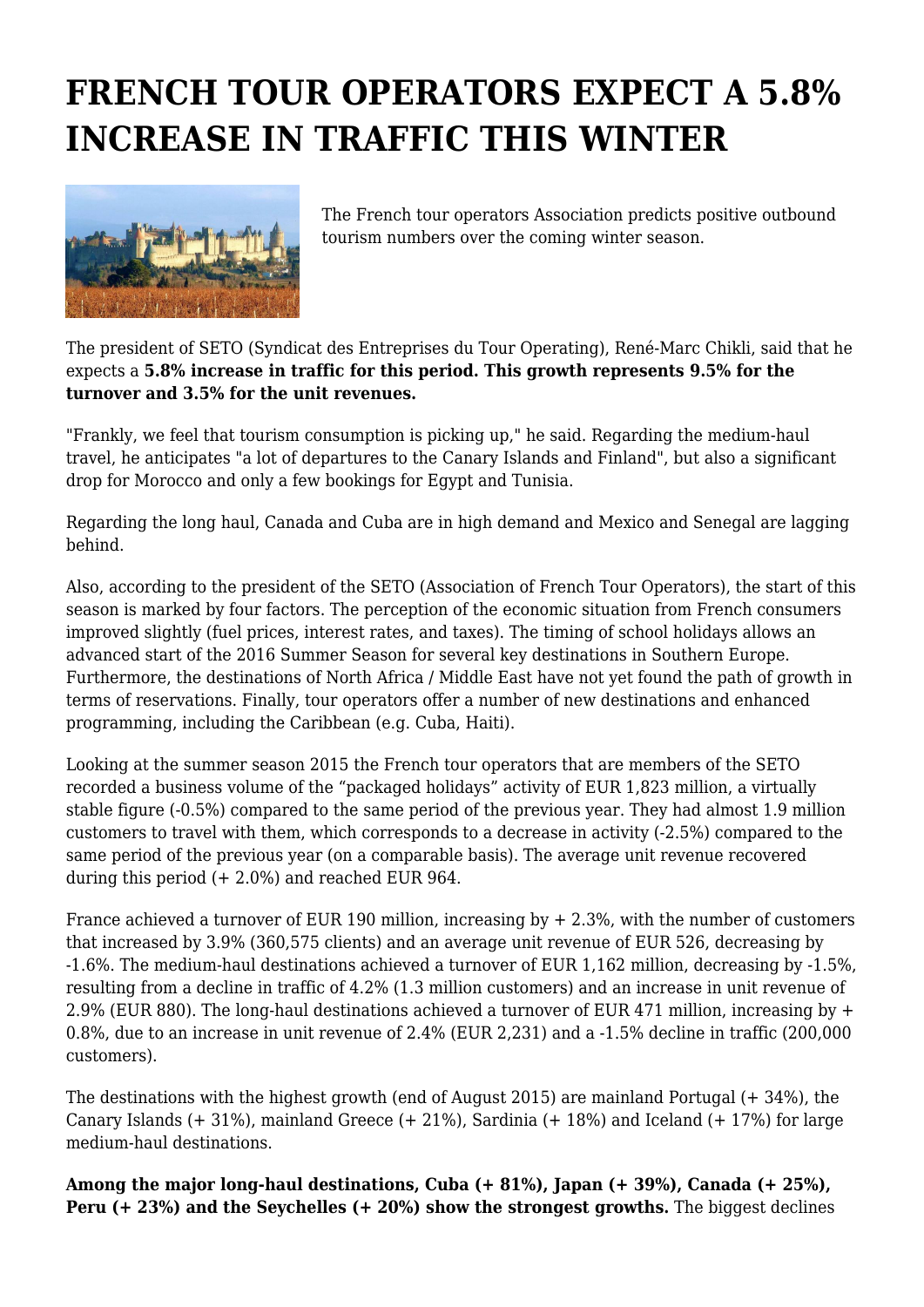# FRENCH TOUR OPERATORS EXPECT A 5.8% INCREASE IN TRAFFIC THIS WINTER

The French tour operators Association predicts positive outbound tourism numbers over the coming winter season.

The president of SETO (Syndicat des Entreprises du Tour Operating), René-Marc Chikli, said that he expects a **5.8% increase in traffic for this period. This growth represents 9.5% for the turnover and 3.5% for the unit revenues.**

"Frankly, we feel that tourism consumption is picking up," he said. Regarding the medium-haul travel, he anticipates "a lot of departures to the Canary Islands and Finland", but also a significant drop for Morocco and only a few bookings for Egypt and Tunisia.

Regarding the long haul, Canada and Cuba are in high demand and Mexico and Senegal are lagging behind.

Also, according to the president of the SETO (Association of French Tour Operators), the start of this season is marked by four factors. The perception of the economic situation from French consumers improved slightly (fuel prices, interest rates, and taxes). The timing of school holidays allows an advanced start of the 2016 Summer Season for several key destinations in Southern Europe. Furthermore, the destinations of North Africa / Middle East have not yet found the path of growth in terms of reservations. Finally, tour operators offer a number of new destinations and enhanced programming, including the Caribbean (e.g. Cuba, Haiti).

Looking at the summer season 2015 the French tour operators that are members of the SETO recorded a business volume of the "packaged holidays" activity of EUR 1,823 million, a virtually stable figure (-0.5%) compared to the same period of the previous year. They had almost 1.9 million customers to travel with them, which corresponds to a decrease in activity (-2.5%) compared to the same period of the previous year (on a comparable basis). The average unit revenue recovered during this period (+ 2.0%) and reached EUR 964.

France achieved a turnover of EUR 190 million, increasing by + 2.3%, with the number of customers that increased by 3.9% (360,575 clients) and an average unit revenue of EUR 526, decreasing by -1.6%. The medium-haul destinations achieved a turnover of EUR 1,162 million, decreasing by -1.5%, resulting from a decline in traffic of 4.2% (1.3 million customers) and an increase in unit revenue of 2.9% (EUR 880). The long-haul destinations achieved a turnover of EUR 471 million, increasing by + 0.8%, due to an increase in unit revenue of 2.4% (EUR 2,231) and a -1.5% decline in traffic (200,000 customers).

The destinations with the highest growth (end of August 2015) are mainland Portugal (+ 34%), the Canary Islands (+ 31%), mainland Greece (+ 21%), Sardinia (+ 18%) and Iceland (+ 17%) for large medium-haul destinations.

**Among the major long-haul destinations, Cuba (+ 81%), Japan (+ 39%), Canada (+ 25%), Peru (+ 23%) and the Seychelles (+ 20%) show the strongest growths.** The biggest declines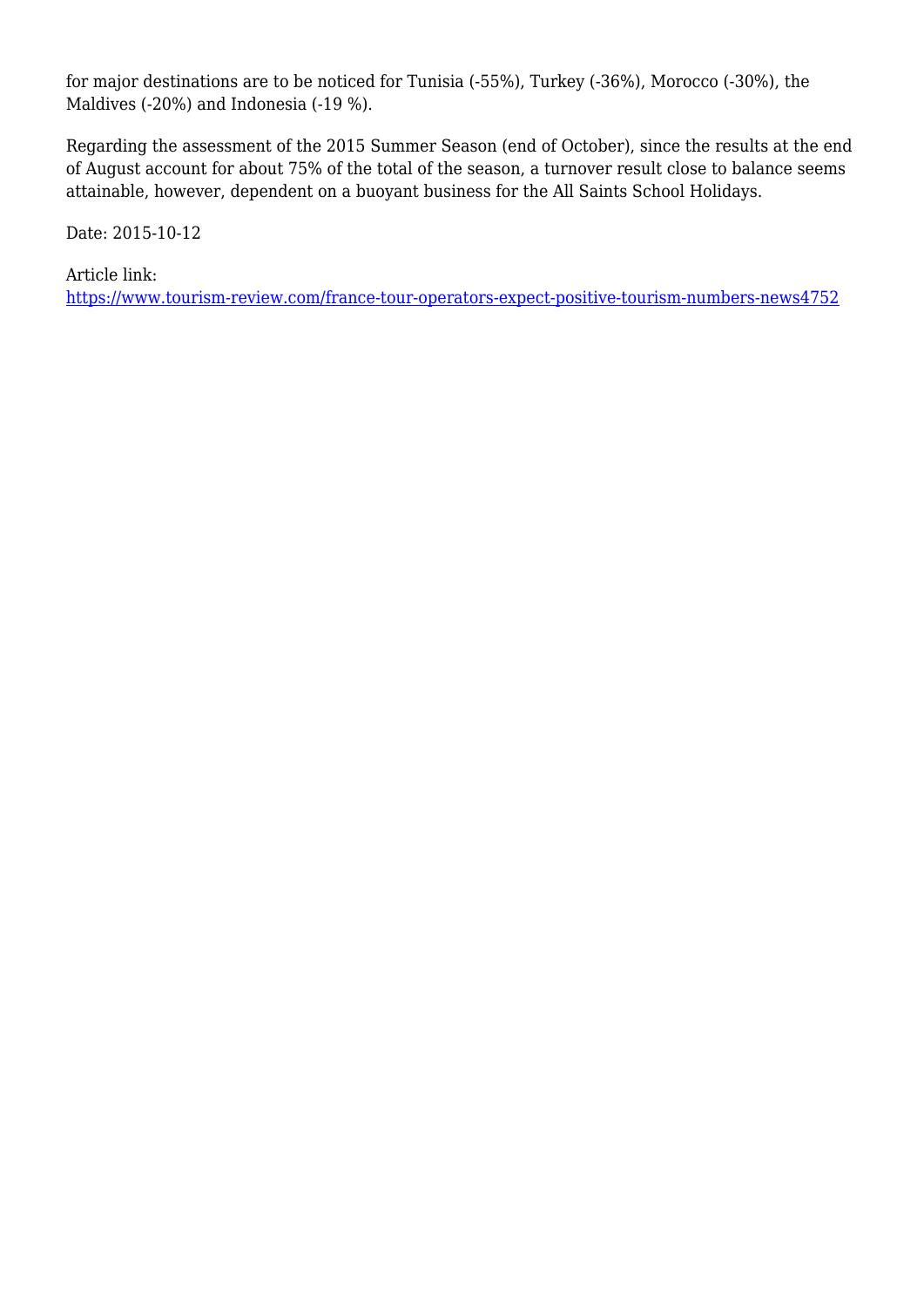for major destinations are to be noticed for Tunisia (-55%), Turkey (-36%), Morocco (-30%), the Maldives (-20%) and Indonesia (-19 %).

Regarding the assessment of the 2015 Summer Season (end of October), since the results at the end of August account for about 75% of the total of the season, a turnover result close to balance seems attainable, however, dependent on a buoyant business for the All Saints School Holidays.

Date: 2015-10-12

Article link:
https://www.tourism-review.com/france-tour-operators-expect-positive-tourism-numbers-news4752